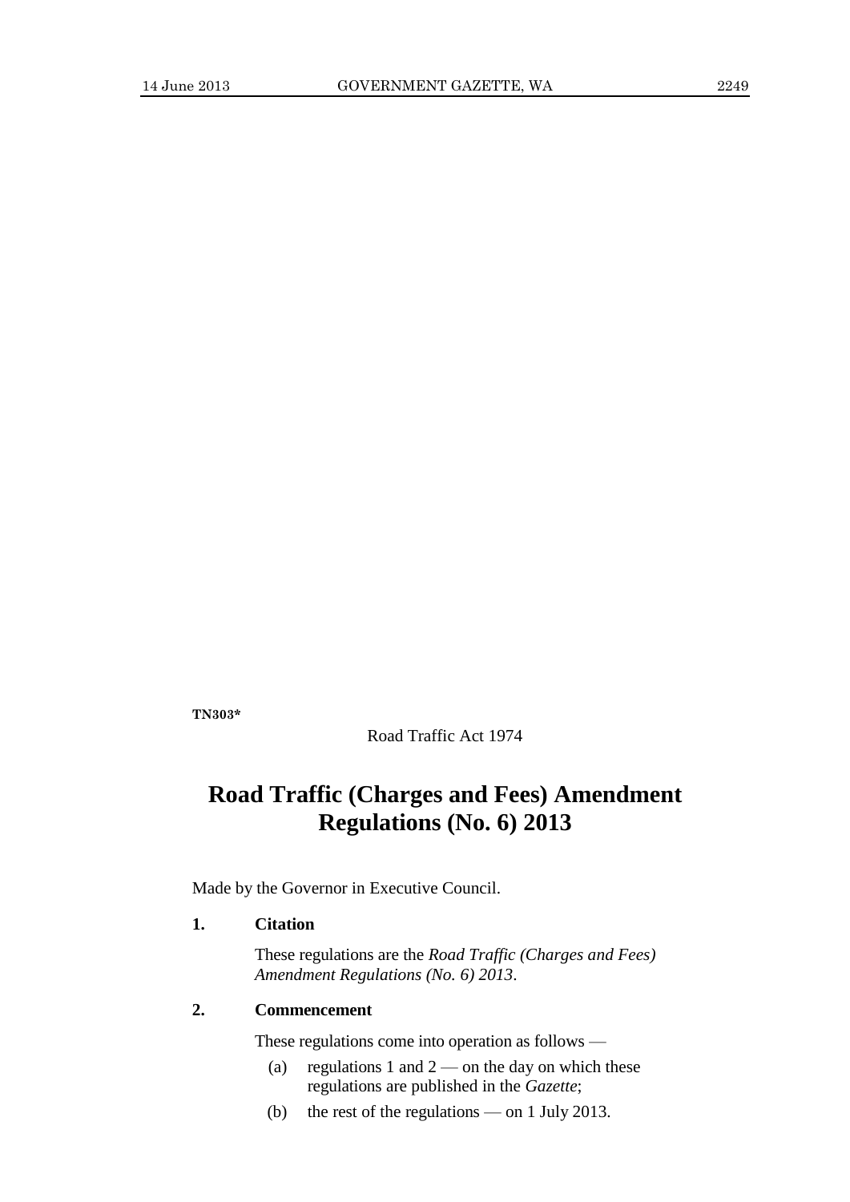TN303*

Road Traffic Act 1974

# Road Traffic (Charges and Fees) Amendment Regulations (No. 6) 2013

Made by the Governor in Executive Council.

### 1. Citation

These regulations are the *Road Traffic (Charges and Fees) Amendment Regulations (No. 6) 2013*.

### 2. Commencement

These regulations come into operation as follows —

(a) regulations 1 and 2 — on the day on which these regulations are published in the *Gazette*;

(b) the rest of the regulations — on 1 July 2013.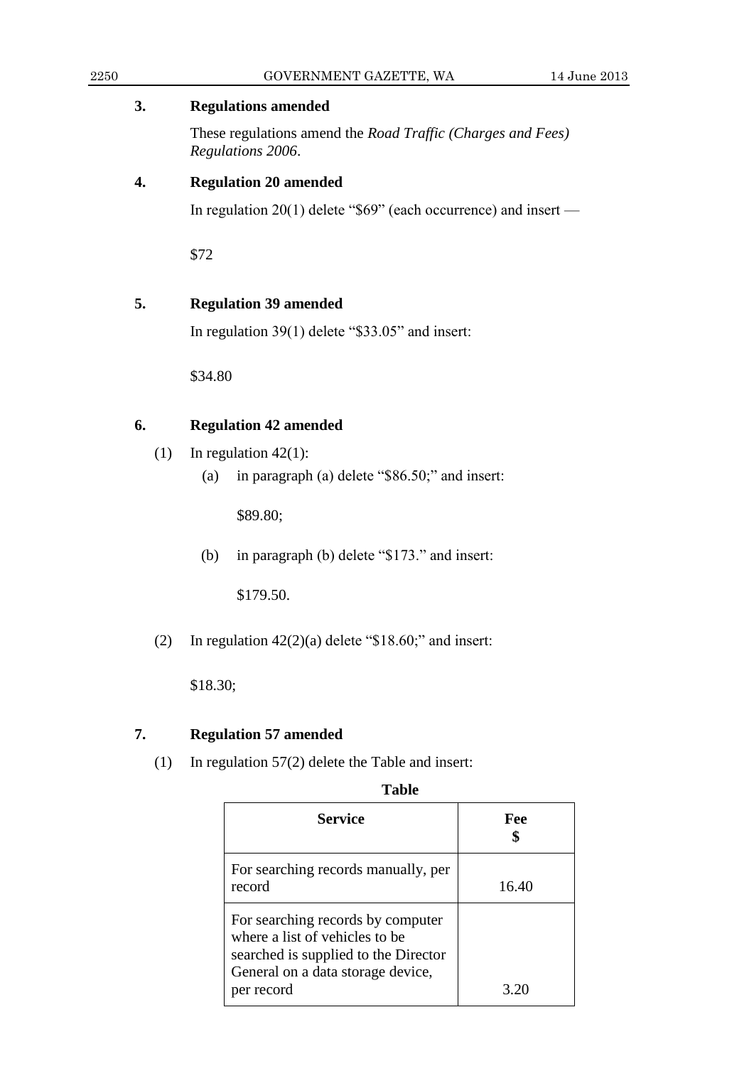### 3. Regulations amended

These regulations amend the *Road Traffic (Charges and Fees) Regulations 2006*.

### 4. Regulation 20 amended

In regulation 20(1) delete "$69" (each occurrence) and insert —

$72

### 5. Regulation 39 amended

In regulation 39(1) delete "$33.05" and insert:

$34.80

### 6. Regulation 42 amended

(1) In regulation 42(1):

(a) in paragraph (a) delete "$86.50;" and insert:

$89.80;

(b) in paragraph (b) delete "$173." and insert:

$179.50.

(2) In regulation 42(2)(a) delete "$18.60;" and insert:

$18.30;

### 7. Regulation 57 amended

(1) In regulation 57(2) delete the Table and insert:

**Table**

| Service | Fee $ |
|---|---|
| For searching records manually, per record | 16.40 |
| For searching records by computer where a list of vehicles to be searched is supplied to the Director General on a data storage device, per record | 3.20 |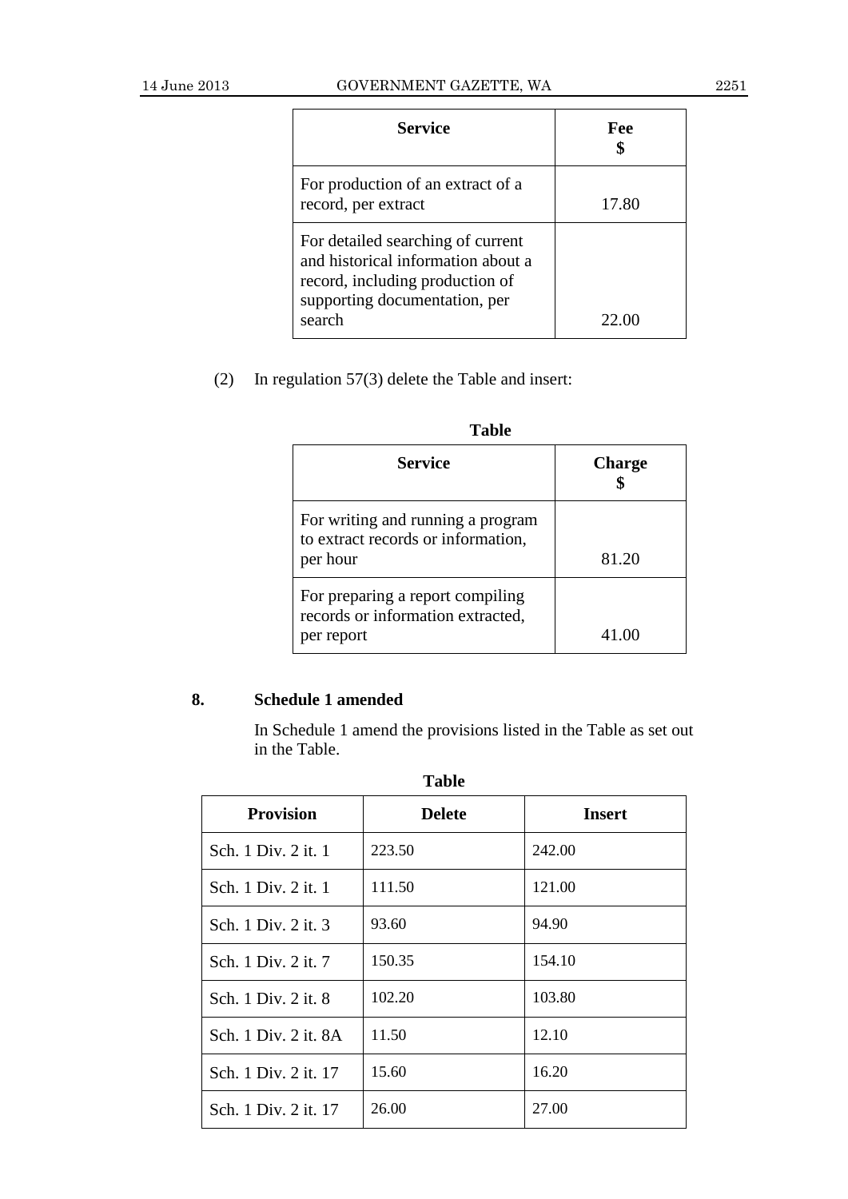| Service | Fee $ |
|---|---|
| For production of an extract of a record, per extract | 17.80 |
| For detailed searching of current and historical information about a record, including production of supporting documentation, per search | 22.00 |

(2) In regulation 57(3) delete the Table and insert:

**Table**

| Service | Charge $ |
|---|---|
| For writing and running a program to extract records or information, per hour | 81.20 |
| For preparing a report compiling records or information extracted, per report | 41.00 |

**8. Schedule 1 amended**

In Schedule 1 amend the provisions listed in the Table as set out in the Table.

**Table**

| Provision | Delete | Insert |
|---|---|---|
| Sch. 1 Div. 2 it. 1 | 223.50 | 242.00 |
| Sch. 1 Div. 2 it. 1 | 111.50 | 121.00 |
| Sch. 1 Div. 2 it. 3 | 93.60 | 94.90 |
| Sch. 1 Div. 2 it. 7 | 150.35 | 154.10 |
| Sch. 1 Div. 2 it. 8 | 102.20 | 103.80 |
| Sch. 1 Div. 2 it. 8A | 11.50 | 12.10 |
| Sch. 1 Div. 2 it. 17 | 15.60 | 16.20 |
| Sch. 1 Div. 2 it. 17 | 26.00 | 27.00 |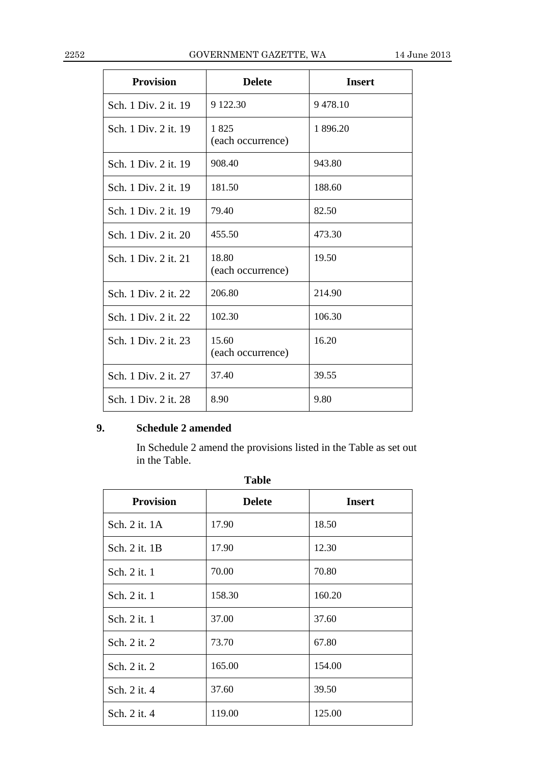| Provision | Delete | Insert |
|---|---|---|
| Sch. 1 Div. 2 it. 19 | 9 122.30 | 9 478.10 |
| Sch. 1 Div. 2 it. 19 | 1 825 (each occurrence) | 1 896.20 |
| Sch. 1 Div. 2 it. 19 | 908.40 | 943.80 |
| Sch. 1 Div. 2 it. 19 | 181.50 | 188.60 |
| Sch. 1 Div. 2 it. 19 | 79.40 | 82.50 |
| Sch. 1 Div. 2 it. 20 | 455.50 | 473.30 |
| Sch. 1 Div. 2 it. 21 | 18.80 (each occurrence) | 19.50 |
| Sch. 1 Div. 2 it. 22 | 206.80 | 214.90 |
| Sch. 1 Div. 2 it. 22 | 102.30 | 106.30 |
| Sch. 1 Div. 2 it. 23 | 15.60 (each occurrence) | 16.20 |
| Sch. 1 Div. 2 it. 27 | 37.40 | 39.55 |
| Sch. 1 Div. 2 it. 28 | 8.90 | 9.80 |

## 9. Schedule 2 amended

In Schedule 2 amend the provisions listed in the Table as set out in the Table.

**Table**

| Provision | Delete | Insert |
|---|---|---|
| Sch. 2 it. 1A | 17.90 | 18.50 |
| Sch. 2 it. 1B | 17.90 | 12.30 |
| Sch. 2 it. 1 | 70.00 | 70.80 |
| Sch. 2 it. 1 | 158.30 | 160.20 |
| Sch. 2 it. 1 | 37.00 | 37.60 |
| Sch. 2 it. 2 | 73.70 | 67.80 |
| Sch. 2 it. 2 | 165.00 | 154.00 |
| Sch. 2 it. 4 | 37.60 | 39.50 |
| Sch. 2 it. 4 | 119.00 | 125.00 |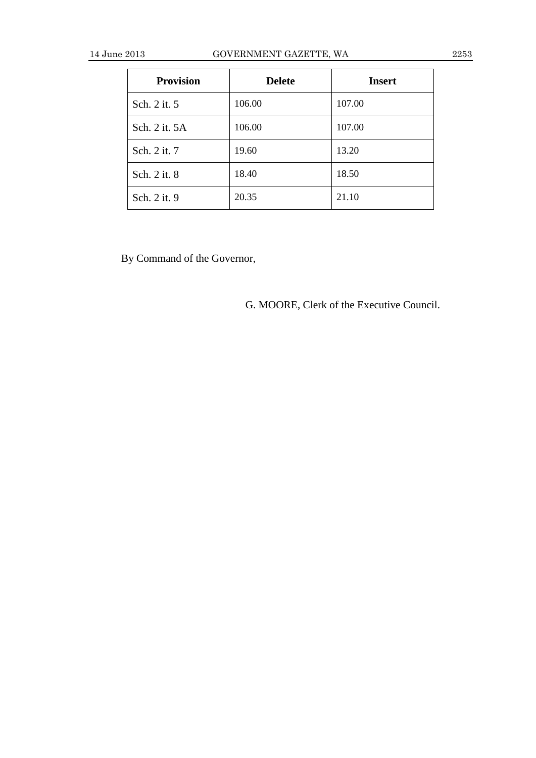| Provision | Delete | Insert |
|---|---|---|
| Sch. 2 it. 5 | 106.00 | 107.00 |
| Sch. 2 it. 5A | 106.00 | 107.00 |
| Sch. 2 it. 7 | 19.60 | 13.20 |
| Sch. 2 it. 8 | 18.40 | 18.50 |
| Sch. 2 it. 9 | 20.35 | 21.10 |

By Command of the Governor,

G. MOORE, Clerk of the Executive Council.